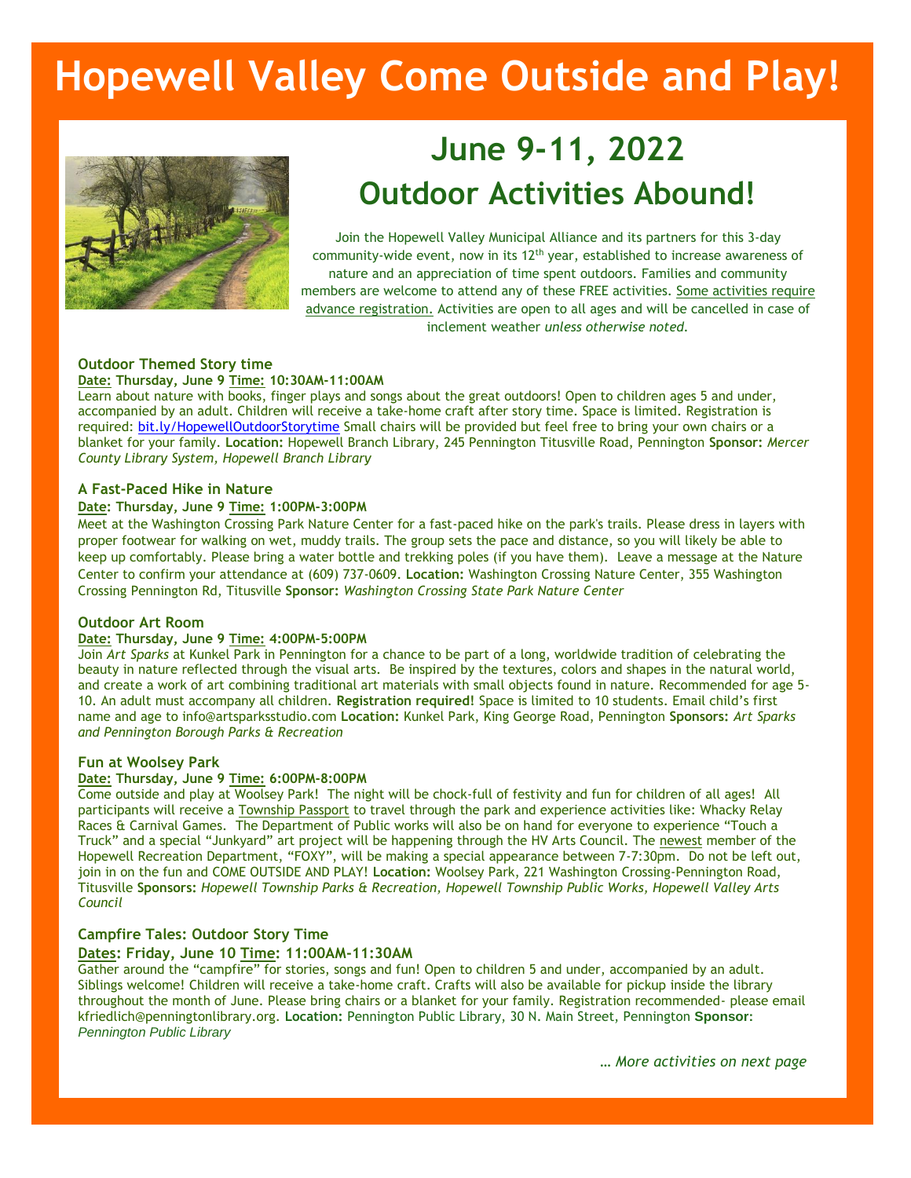# Hopewell Valley Come Outside and Play!

## June 9-11, 2022

## Outdoor Activities Abound!

Join the Hopewell Valley Municipal Alliance and its partners for this 3-day community-wide event, now in its 12th year, established to increase awareness of nature and an appreciation of time spent outdoors. Families and community members are welcome to attend any of these FREE activities. Some activities require advance registration. Activities are open to all ages and will be cancelled in case of inclement weather *unless otherwise noted.*

### Outdoor Themed Story time

**Date: Thursday, June 9 Time: 10:30AM-11:00AM**

Learn about nature with books, finger plays and songs about the great outdoors! Open to children ages 5 and under, accompanied by an adult. Children will receive a take-home craft after story time. Space is limited. Registration is required: bit.ly/HopewellOutdoorStorytime Small chairs will be provided but feel free to bring your own chairs or a blanket for your family. **Location:** Hopewell Branch Library, 245 Pennington Titusville Road, Pennington **Sponsor:** *Mercer County Library System, Hopewell Branch Library*

### A Fast-Paced Hike in Nature

**Date: Thursday, June 9 Time: 1:00PM-3:00PM**

Meet at the Washington Crossing Park Nature Center for a fast-paced hike on the park's trails. Please dress in layers with proper footwear for walking on wet, muddy trails. The group sets the pace and distance, so you will likely be able to keep up comfortably. Please bring a water bottle and trekking poles (if you have them). Leave a message at the Nature Center to confirm your attendance at (609) 737-0609. **Location:** Washington Crossing Nature Center, 355 Washington Crossing Pennington Rd, Titusville **Sponsor:** *Washington Crossing State Park Nature Center*

### Outdoor Art Room

**Date: Thursday, June 9 Time: 4:00PM-5:00PM**

Join *Art Sparks* at Kunkel Park in Pennington for a chance to be part of a long, worldwide tradition of celebrating the beauty in nature reflected through the visual arts. Be inspired by the textures, colors and shapes in the natural world, and create a work of art combining traditional art materials with small objects found in nature. Recommended for age 5-10. An adult must accompany all children. **Registration required!** Space is limited to 10 students. Email child's first name and age to info@artsparksstudio.com **Location:** Kunkel Park, King George Road, Pennington **Sponsors:** *Art Sparks and Pennington Borough Parks & Recreation*

### Fun at Woolsey Park

**Date: Thursday, June 9 Time: 6:00PM-8:00PM**

Come outside and play at Woolsey Park! The night will be chock-full of festivity and fun for children of all ages! All participants will receive a Township Passport to travel through the park and experience activities like: Whacky Relay Races & Carnival Games. The Department of Public works will also be on hand for everyone to experience "Touch a Truck" and a special "Junkyard" art project will be happening through the HV Arts Council. The newest member of the Hopewell Recreation Department, "FOXY", will be making a special appearance between 7-7:30pm. Do not be left out, join in on the fun and COME OUTSIDE AND PLAY! **Location:** Woolsey Park, 221 Washington Crossing-Pennington Road, Titusville **Sponsors:** *Hopewell Township Parks & Recreation, Hopewell Township Public Works, Hopewell Valley Arts Council*

### Campfire Tales: Outdoor Story Time

**Dates: Friday, June 10 Time: 11:00AM-11:30AM**

Gather around the "campfire" for stories, songs and fun! Open to children 5 and under, accompanied by an adult. Siblings welcome! Children will receive a take-home craft. Crafts will also be available for pickup inside the library throughout the month of June. Please bring chairs or a blanket for your family. Registration recommended- please email kfriedlich@penningtonlibrary.org. **Location:** Pennington Public Library, 30 N. Main Street, Pennington **Sponsor:** *Pennington Public Library*

*… More activities on next page*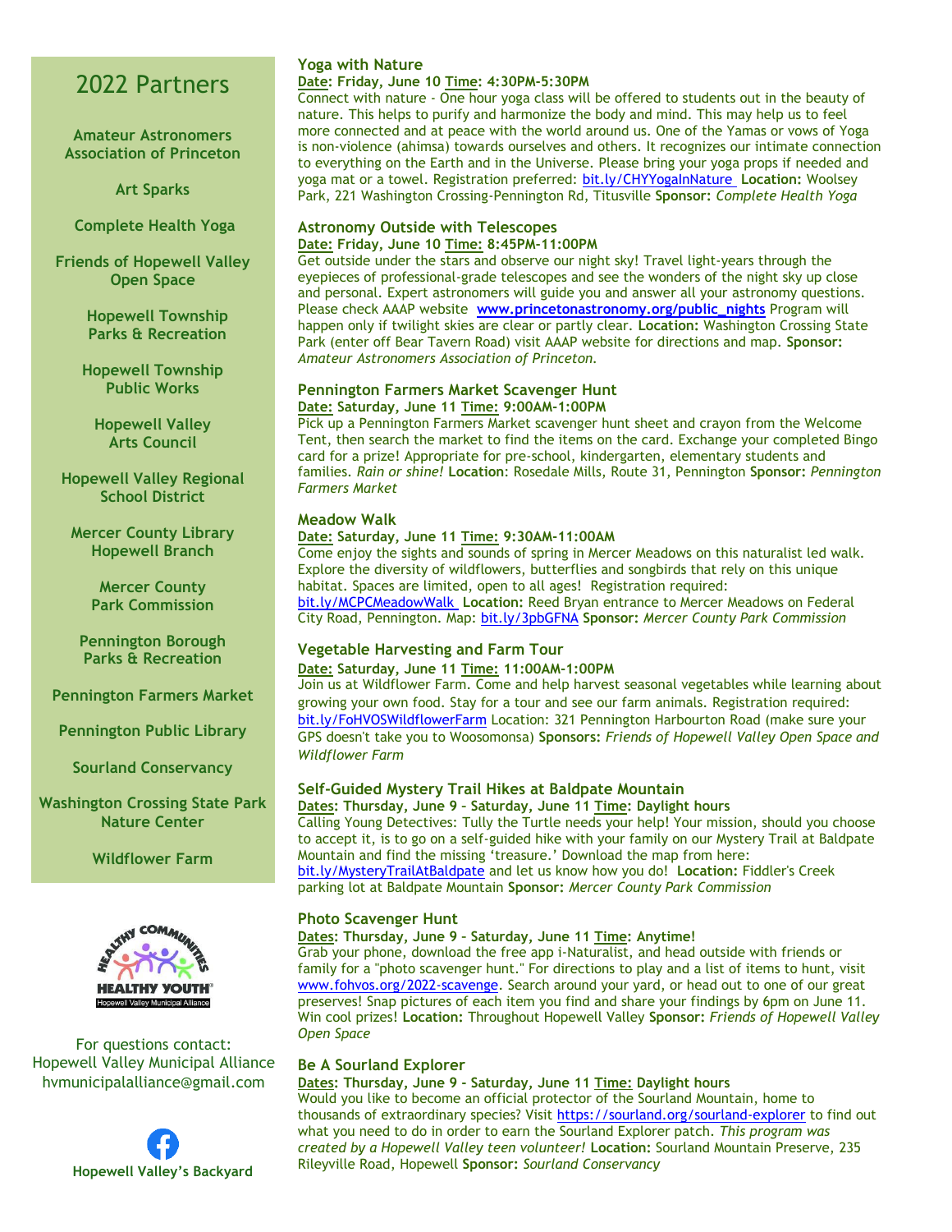## 2022 Partners

**Amateur Astronomers Association of Princeton**

**Art Sparks**

**Complete Health Yoga**

**Friends of Hopewell Valley Open Space**

**Hopewell Township Parks & Recreation**

**Hopewell Township Public Works**

**Hopewell Valley Arts Council**

**Hopewell Valley Regional School District**

**Mercer County Library Hopewell Branch**

**Mercer County Park Commission**

**Pennington Borough Parks & Recreation**

**Pennington Farmers Market**

**Pennington Public Library**

**Sourland Conservancy**

**Washington Crossing State Park Nature Center**

**Wildflower Farm**

HEALTHY COMMUNITIES HEALTHY YOUTH
Hopewell Valley Municipal Alliance

For questions contact:
Hopewell Valley Municipal Alliance
hvmunicipalalliance@gmail.com

**Hopewell Valley's Backyard**

### Yoga with Nature

**Date: Friday, June 10 Time: 4:30PM-5:30PM**

Connect with nature - One hour yoga class will be offered to students out in the beauty of nature. This helps to purify and harmonize the body and mind. This may help us to feel more connected and at peace with the world around us. One of the Yamas or vows of Yoga is non-violence (ahimsa) towards ourselves and others. It recognizes our intimate connection to everything on the Earth and in the Universe. Please bring your yoga props if needed and yoga mat or a towel. Registration preferred: bit.ly/CHYYogaInNature **Location:** Woolsey Park, 221 Washington Crossing-Pennington Rd, Titusville **Sponsor:** *Complete Health Yoga*

### Astronomy Outside with Telescopes

**Date: Friday, June 10 Time: 8:45PM-11:00PM**

Get outside under the stars and observe our night sky! Travel light-years through the eyepieces of professional-grade telescopes and see the wonders of the night sky up close and personal. Expert astronomers will guide you and answer all your astronomy questions. Please check AAAP website **www.princetonastronomy.org/public_nights** Program will happen only if twilight skies are clear or partly clear. **Location:** Washington Crossing State Park (enter off Bear Tavern Road) visit AAAP website for directions and map. **Sponsor:** *Amateur Astronomers Association of Princeton.*

### Pennington Farmers Market Scavenger Hunt

**Date: Saturday, June 11 Time: 9:00AM-1:00PM**

Pick up a Pennington Farmers Market scavenger hunt sheet and crayon from the Welcome Tent, then search the market to find the items on the card. Exchange your completed Bingo card for a prize! Appropriate for pre-school, kindergarten, elementary students and families. *Rain or shine!* **Location**: Rosedale Mills, Route 31, Pennington **Sponsor:** *Pennington Farmers Market*

### Meadow Walk

**Date: Saturday, June 11 Time: 9:30AM-11:00AM**

Come enjoy the sights and sounds of spring in Mercer Meadows on this naturalist led walk. Explore the diversity of wildflowers, butterflies and songbirds that rely on this unique habitat. Spaces are limited, open to all ages! Registration required: bit.ly/MCPCMeadowWalk **Location:** Reed Bryan entrance to Mercer Meadows on Federal City Road, Pennington. Map: bit.ly/3pbGFNA **Sponsor:** *Mercer County Park Commission*

### Vegetable Harvesting and Farm Tour

**Date: Saturday, June 11 Time: 11:00AM-1:00PM**

Join us at Wildflower Farm. Come and help harvest seasonal vegetables while learning about growing your own food. Stay for a tour and see our farm animals. Registration required: bit.ly/FoHVOSWildflowerFarm Location: 321 Pennington Harbourton Road (make sure your GPS doesn't take you to Woosomonsa) **Sponsors:** *Friends of Hopewell Valley Open Space and Wildflower Farm*

### Self-Guided Mystery Trail Hikes at Baldpate Mountain

**Dates: Thursday, June 9 – Saturday, June 11 Time: Daylight hours**

Calling Young Detectives: Tully the Turtle needs your help! Your mission, should you choose to accept it, is to go on a self-guided hike with your family on our Mystery Trail at Baldpate Mountain and find the missing 'treasure.' Download the map from here: bit.ly/MysteryTrailAtBaldpate and let us know how you do! **Location:** Fiddler's Creek parking lot at Baldpate Mountain **Sponsor:** *Mercer County Park Commission*

### Photo Scavenger Hunt

**Dates: Thursday, June 9 – Saturday, June 11 Time: Anytime!**

Grab your phone, download the free app i-Naturalist, and head outside with friends or family for a "photo scavenger hunt." For directions to play and a list of items to hunt, visit www.fohvos.org/2022-scavenge. Search around your yard, or head out to one of our great preserves! Snap pictures of each item you find and share your findings by 6pm on June 11. Win cool prizes! **Location:** Throughout Hopewell Valley **Sponsor:** *Friends of Hopewell Valley Open Space*

### Be A Sourland Explorer

**Dates: Thursday, June 9 - Saturday, June 11 Time: Daylight hours**

Would you like to become an official protector of the Sourland Mountain, home to thousands of extraordinary species? Visit https://sourland.org/sourland-explorer to find out what you need to do in order to earn the Sourland Explorer patch. *This program was created by a Hopewell Valley teen volunteer!* **Location:** Sourland Mountain Preserve, 235 Rileyville Road, Hopewell **Sponsor:** *Sourland Conservancy*